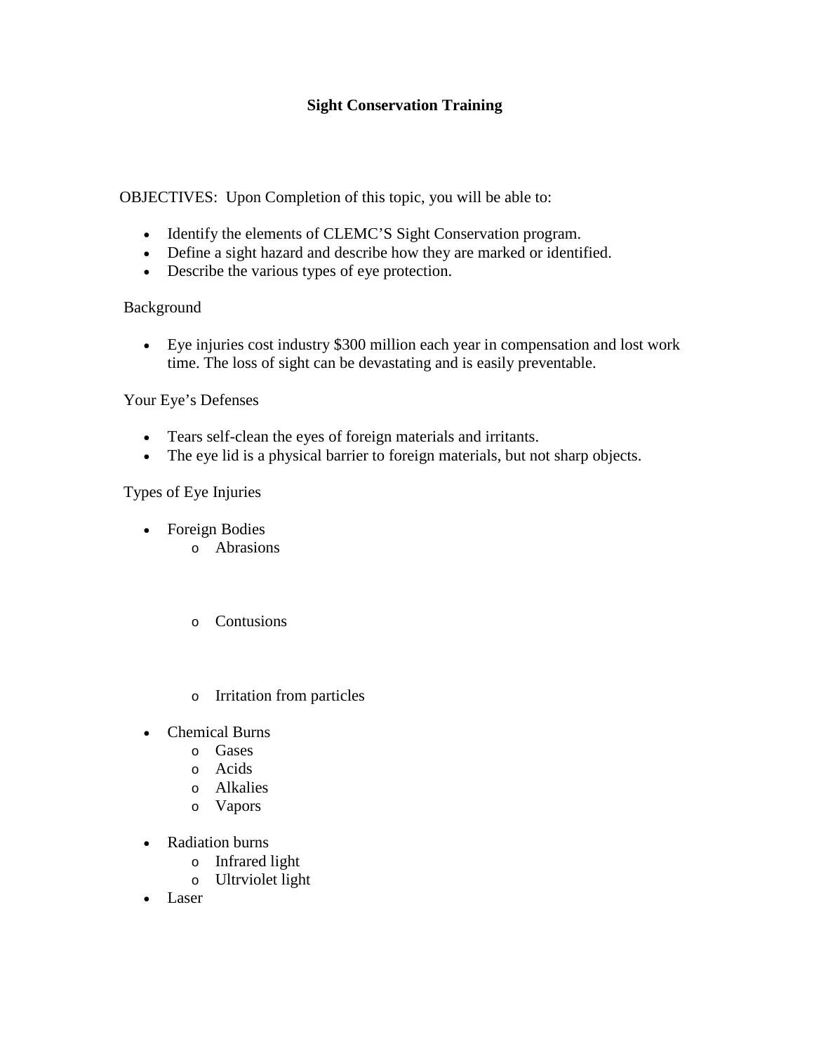# Sight Conservation Training

OBJECTIVES: Upon Completion of this topic, you will be able to:

- Identify the elements of CLEMC'S Sight Conservation program.
- Define a sight hazard and describe how they are marked or identified.
- Describe the various types of eye protection.

Background

- Eye injuries cost industry $300 million each year in compensation and lost work time. The loss of sight can be devastating and is easily preventable.

Your Eye's Defenses

- Tears self-clean the eyes of foreign materials and irritants.
- The eye lid is a physical barrier to foreign materials, but not sharp objects.

Types of Eye Injuries

- Foreign Bodies
  - Abrasions
  - Contusions
  - Irritation from particles
- Chemical Burns
  - Gases
  - Acids
  - Alkalies
  - Vapors
- Radiation burns
  - Infrared light
  - Ultrviolet light
- Laser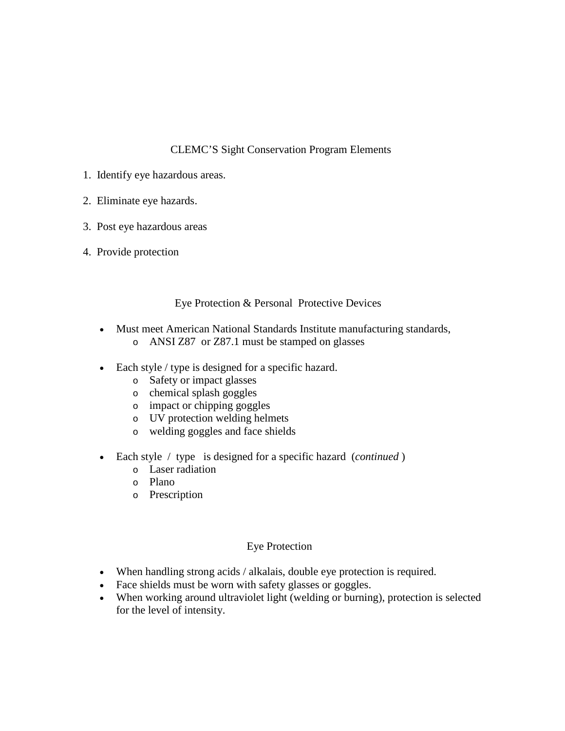## CLEMC'S Sight Conservation Program Elements

1. Identify eye hazardous areas.
2. Eliminate eye hazards.
3. Post eye hazardous areas
4. Provide protection

## Eye Protection & Personal Protective Devices

- Must meet American National Standards Institute manufacturing standards,
  - ANSI Z87 or Z87.1 must be stamped on glasses

- Each style / type is designed for a specific hazard.
  - Safety or impact glasses
  - chemical splash goggles
  - impact or chipping goggles
  - UV protection welding helmets
  - welding goggles and face shields

- Each style / type is designed for a specific hazard (*continued* )
  - Laser radiation
  - Plano
  - Prescription

## Eye Protection

- When handling strong acids / alkalais, double eye protection is required.
- Face shields must be worn with safety glasses or goggles.
- When working around ultraviolet light (welding or burning), protection is selected for the level of intensity.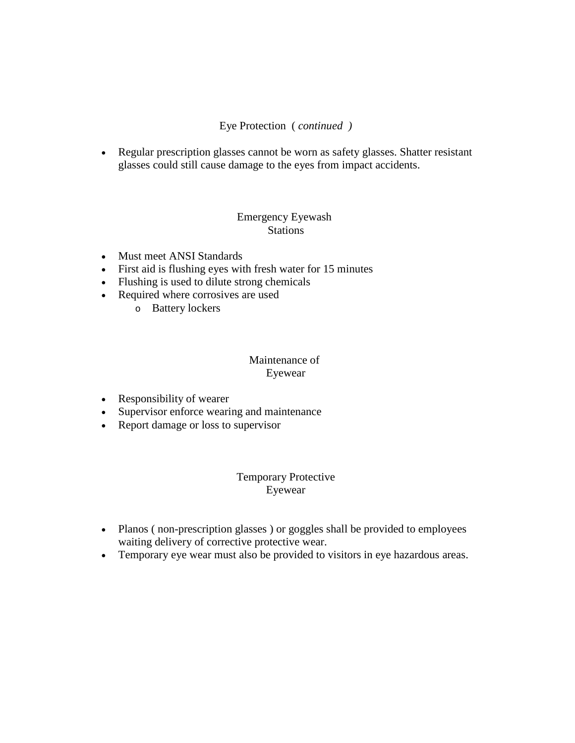## Eye Protection ( *continued* )

- Regular prescription glasses cannot be worn as safety glasses. Shatter resistant glasses could still cause damage to the eyes from impact accidents.

## Emergency Eyewash Stations

- Must meet ANSI Standards
- First aid is flushing eyes with fresh water for 15 minutes
- Flushing is used to dilute strong chemicals
- Required where corrosives are used
  - Battery lockers

## Maintenance of Eyewear

- Responsibility of wearer
- Supervisor enforce wearing and maintenance
- Report damage or loss to supervisor

## Temporary Protective Eyewear

- Planos ( non-prescription glasses ) or goggles shall be provided to employees waiting delivery of corrective protective wear.
- Temporary eye wear must also be provided to visitors in eye hazardous areas.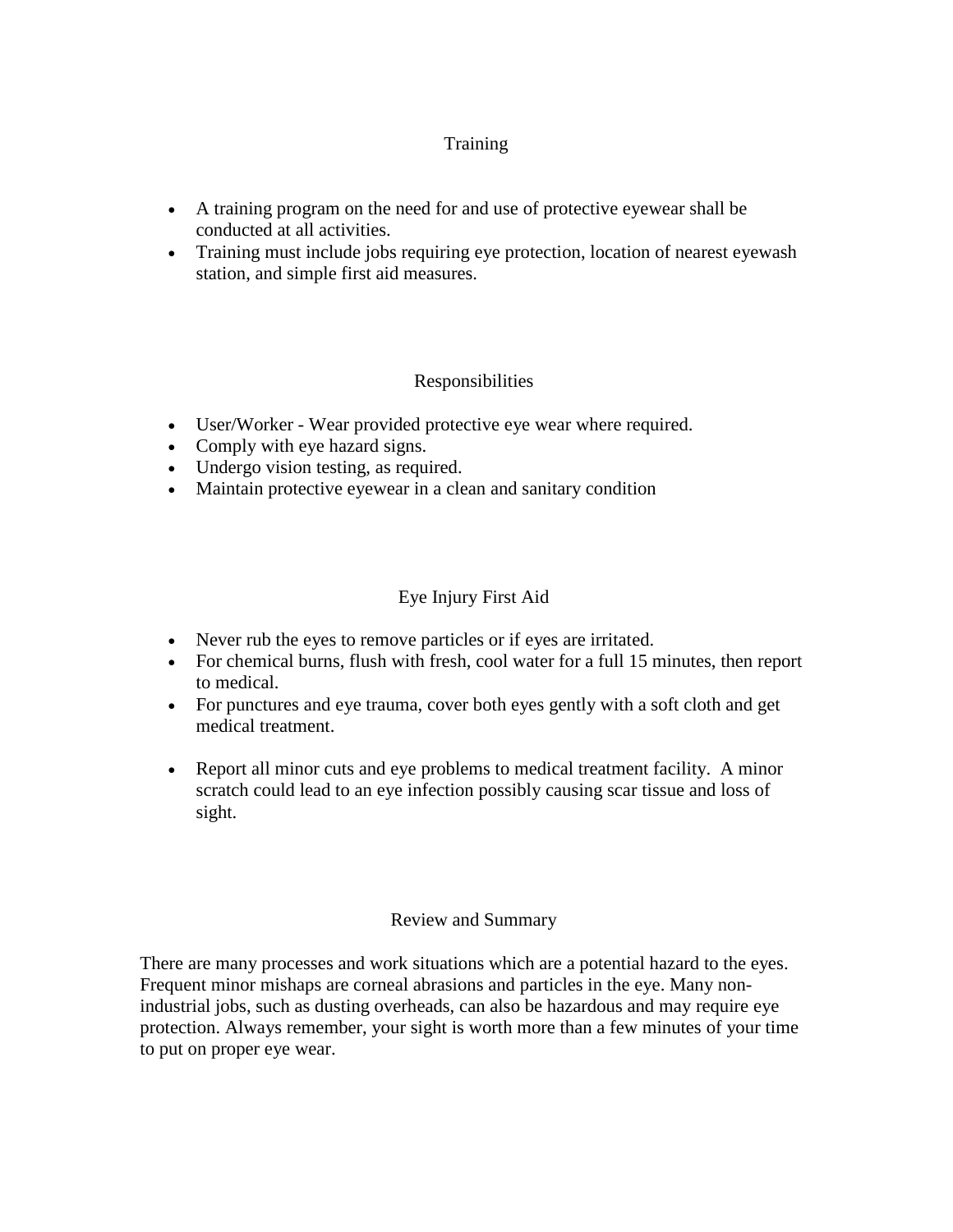## Training

- A training program on the need for and use of protective eyewear shall be conducted at all activities.
- Training must include jobs requiring eye protection, location of nearest eyewash station, and simple first aid measures.

## Responsibilities

- User/Worker - Wear provided protective eye wear where required.
- Comply with eye hazard signs.
- Undergo vision testing, as required.
- Maintain protective eyewear in a clean and sanitary condition

## Eye Injury First Aid

- Never rub the eyes to remove particles or if eyes are irritated.
- For chemical burns, flush with fresh, cool water for a full 15 minutes, then report to medical.
- For punctures and eye trauma, cover both eyes gently with a soft cloth and get medical treatment.
- Report all minor cuts and eye problems to medical treatment facility. A minor scratch could lead to an eye infection possibly causing scar tissue and loss of sight.

## Review and Summary

There are many processes and work situations which are a potential hazard to the eyes. Frequent minor mishaps are corneal abrasions and particles in the eye. Many non-industrial jobs, such as dusting overheads, can also be hazardous and may require eye protection. Always remember, your sight is worth more than a few minutes of your time to put on proper eye wear.